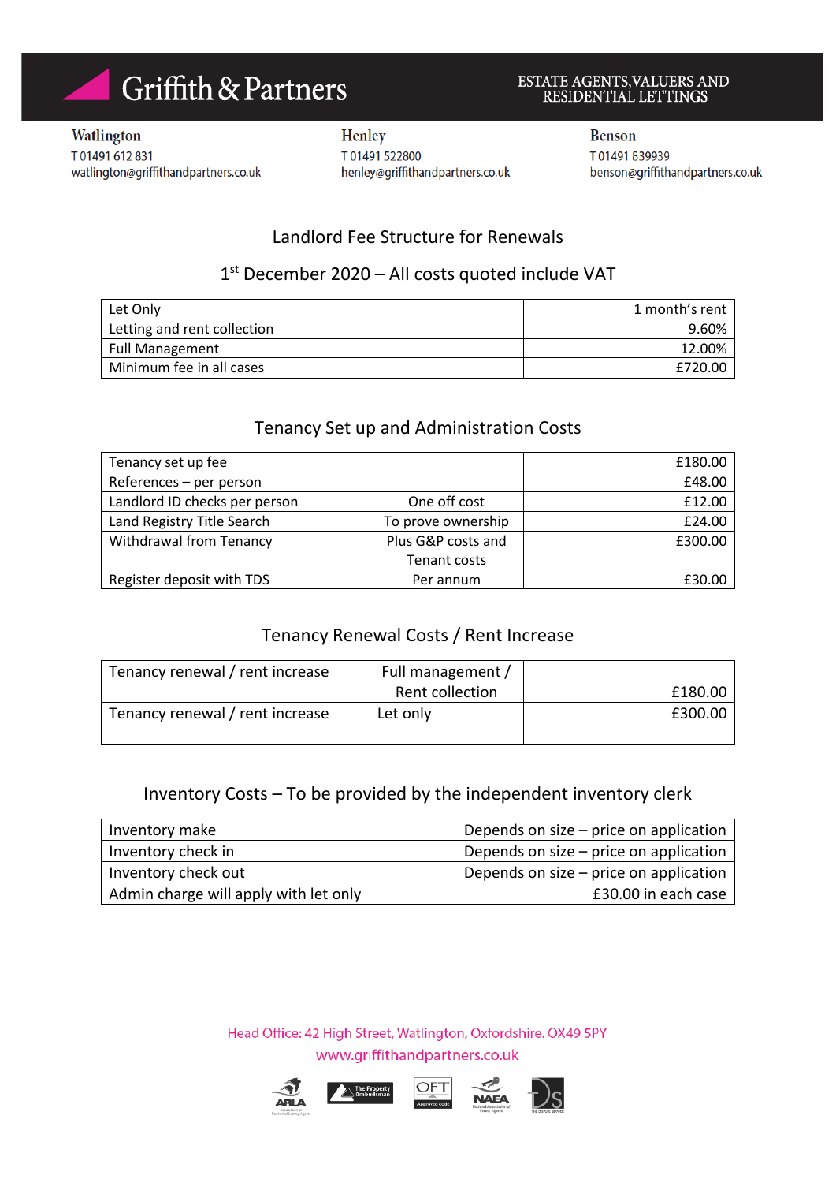# Griffith & Partners

ESTATE AGENTS, VALUERS AND RESIDENTIAL LETTINGS

**Watlington**
T 01491 612 831
watlington@griffithandpartners.co.uk

**Henley**
T 01491 522800
henley@griffithandpartners.co.uk

**Benson**
T 01491 839939
benson@griffithandpartners.co.uk

## Landlord Fee Structure for Renewals

## 1st December 2020 – All costs quoted include VAT

| | | |
|---|---|---|
| Let Only | | 1 month's rent |
| Letting and rent collection | | 9.60% |
| Full Management | | 12.00% |
| Minimum fee in all cases | | £720.00 |

## Tenancy Set up and Administration Costs

| | | |
|---|---|---|
| Tenancy set up fee | | £180.00 |
| References – per person | | £48.00 |
| Landlord ID checks per person | One off cost | £12.00 |
| Land Registry Title Search | To prove ownership | £24.00 |
| Withdrawal from Tenancy | Plus G&P costs and Tenant costs | £300.00 |
| Register deposit with TDS | Per annum | £30.00 |

## Tenancy Renewal Costs / Rent Increase

| | | |
|---|---|---|
| Tenancy renewal / rent increase | Full management / Rent collection | £180.00 |
| Tenancy renewal / rent increase | Let only | £300.00 |

## Inventory Costs – To be provided by the independent inventory clerk

| | |
|---|---|
| Inventory make | Depends on size – price on application |
| Inventory check in | Depends on size – price on application |
| Inventory check out | Depends on size – price on application |
| Admin charge will apply with let only | £30.00 in each case |

Head Office: 42 High Street, Watlington, Oxfordshire. OX49 5PY
www.griffithandpartners.co.uk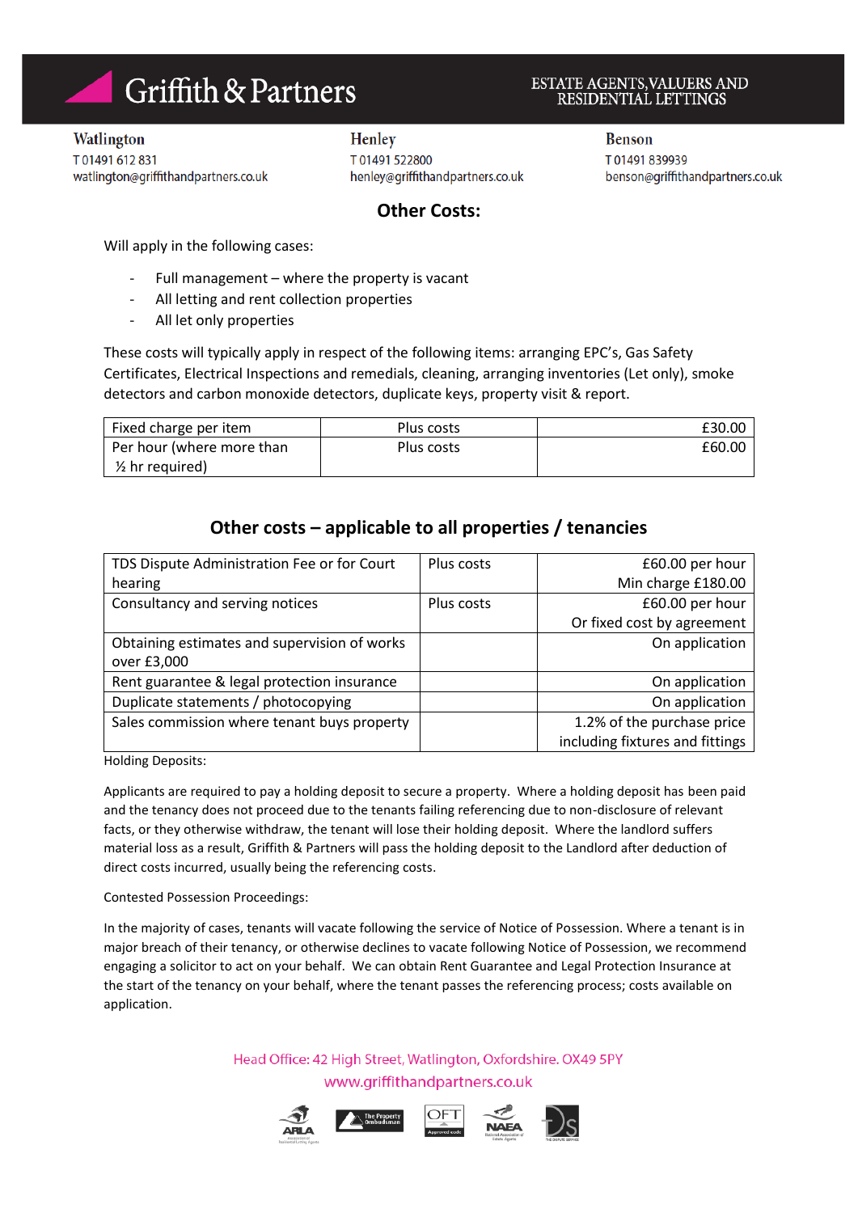# Griffith & Partners

ESTATE AGENTS, VALUERS AND RESIDENTIAL LETTINGS

**Watlington**
T 01491 612 831
watlington@griffithandpartners.co.uk

**Henley**
T 01491 522800
henley@griffithandpartners.co.uk

**Benson**
T 01491 839939
benson@griffithandpartners.co.uk

## Other Costs:

Will apply in the following cases:

- Full management – where the property is vacant
- All letting and rent collection properties
- All let only properties

These costs will typically apply in respect of the following items: arranging EPC's, Gas Safety Certificates, Electrical Inspections and remedials, cleaning, arranging inventories (Let only), smoke detectors and carbon monoxide detectors, duplicate keys, property visit & report.

| | | |
|---|---|---|
| Fixed charge per item | Plus costs | £30.00 |
| Per hour (where more than ½ hr required) | Plus costs | £60.00 |

## Other costs – applicable to all properties / tenancies

| | | |
|---|---|---|
| TDS Dispute Administration Fee or for Court hearing | Plus costs | £60.00 per hour Min charge £180.00 |
| Consultancy and serving notices | Plus costs | £60.00 per hour Or fixed cost by agreement |
| Obtaining estimates and supervision of works over £3,000 | | On application |
| Rent guarantee & legal protection insurance | | On application |
| Duplicate statements / photocopying | | On application |
| Sales commission where tenant buys property | | 1.2% of the purchase price including fixtures and fittings |

Holding Deposits:

Applicants are required to pay a holding deposit to secure a property. Where a holding deposit has been paid and the tenancy does not proceed due to the tenants failing referencing due to non-disclosure of relevant facts, or they otherwise withdraw, the tenant will lose their holding deposit. Where the landlord suffers material loss as a result, Griffith & Partners will pass the holding deposit to the Landlord after deduction of direct costs incurred, usually being the referencing costs.

Contested Possession Proceedings:

In the majority of cases, tenants will vacate following the service of Notice of Possession. Where a tenant is in major breach of their tenancy, or otherwise declines to vacate following Notice of Possession, we recommend engaging a solicitor to act on your behalf. We can obtain Rent Guarantee and Legal Protection Insurance at the start of the tenancy on your behalf, where the tenant passes the referencing process; costs available on application.

Head Office: 42 High Street, Watlington, Oxfordshire. OX49 5PY
www.griffithandpartners.co.uk